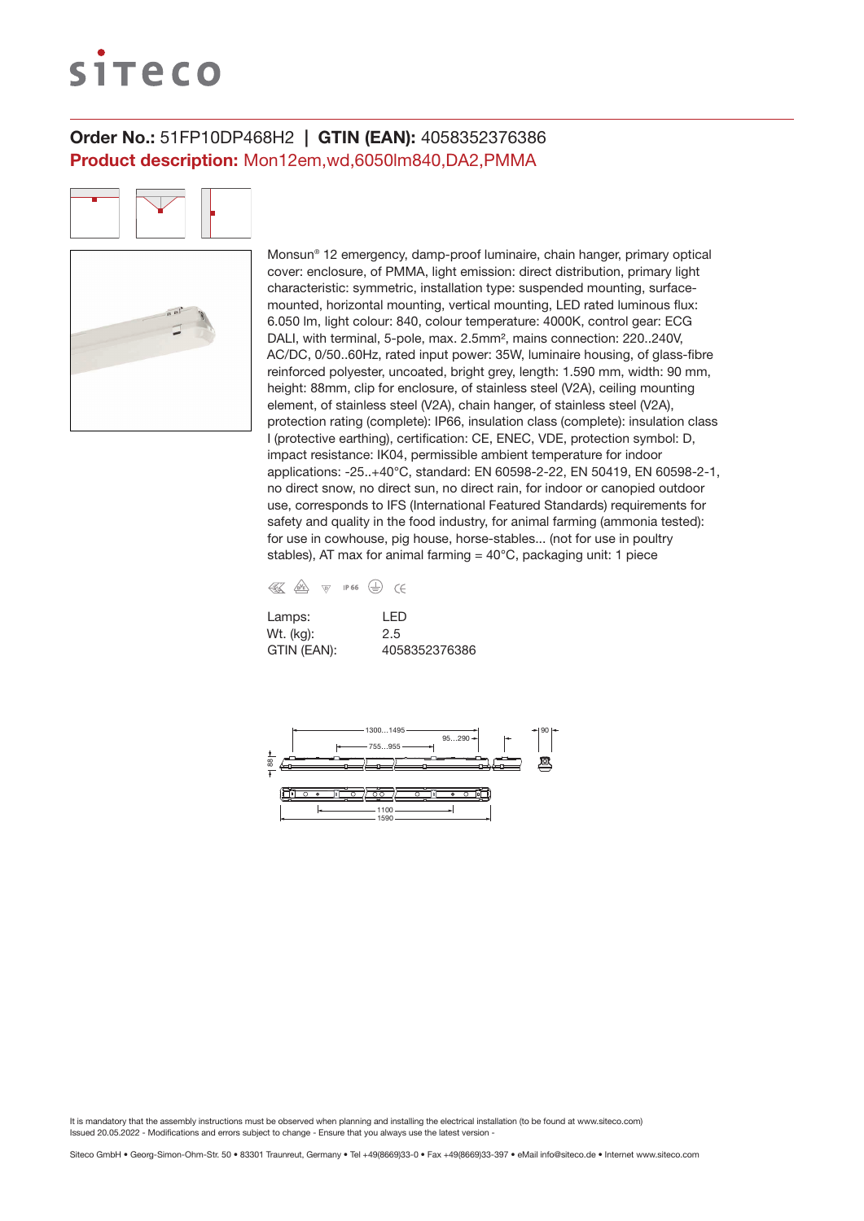**Order No.:** 51FP10DP468H2 | **GTIN (EAN):** 4058352376386

**Product description:** Mon12em,wd,6050lm840,DA2,PMMA

Monsun® 12 emergency, damp-proof luminaire, chain hanger, primary optical cover: enclosure, of PMMA, light emission: direct distribution, primary light characteristic: symmetric, installation type: suspended mounting, surface-mounted, horizontal mounting, vertical mounting, LED rated luminous flux: 6.050 lm, light colour: 840, colour temperature: 4000K, control gear: ECG DALI, with terminal, 5-pole, max. 2.5mm², mains connection: 220..240V, AC/DC, 0/50..60Hz, rated input power: 35W, luminaire housing, of glass-fibre reinforced polyester, uncoated, bright grey, length: 1.590 mm, width: 90 mm, height: 88mm, clip for enclosure, of stainless steel (V2A), ceiling mounting element, of stainless steel (V2A), chain hanger, of stainless steel (V2A), protection rating (complete): IP66, insulation class (complete): insulation class I (protective earthing), certification: CE, ENEC, VDE, protection symbol: D, impact resistance: IK04, permissible ambient temperature for indoor applications: -25..+40°C, standard: EN 60598-2-22, EN 50419, EN 60598-2-1, no direct snow, no direct sun, no direct rain, for indoor or canopied outdoor use, corresponds to IFS (International Featured Standards) requirements for safety and quality in the food industry, for animal farming (ammonia tested): for use in cowhouse, pig house, horse-stables... (not for use in poultry stables), AT max for animal farming = 40°C, packaging unit: 1 piece

| | |
|---|---|
| Lamps: | LED |
| Wt. (kg): | 2.5 |
| GTIN (EAN): | 4058352376386 |

It is mandatory that the assembly instructions must be observed when planning and installing the electrical installation (to be found at www.siteco.com)
Issued 20.05.2022 - Modifications and errors subject to change - Ensure that you always use the latest version -

Siteco GmbH • Georg-Simon-Ohm-Str. 50 • 83301 Traunreut, Germany • Tel +49(8669)33-0 • Fax +49(8669)33-397 • eMail info@siteco.de • Internet www.siteco.com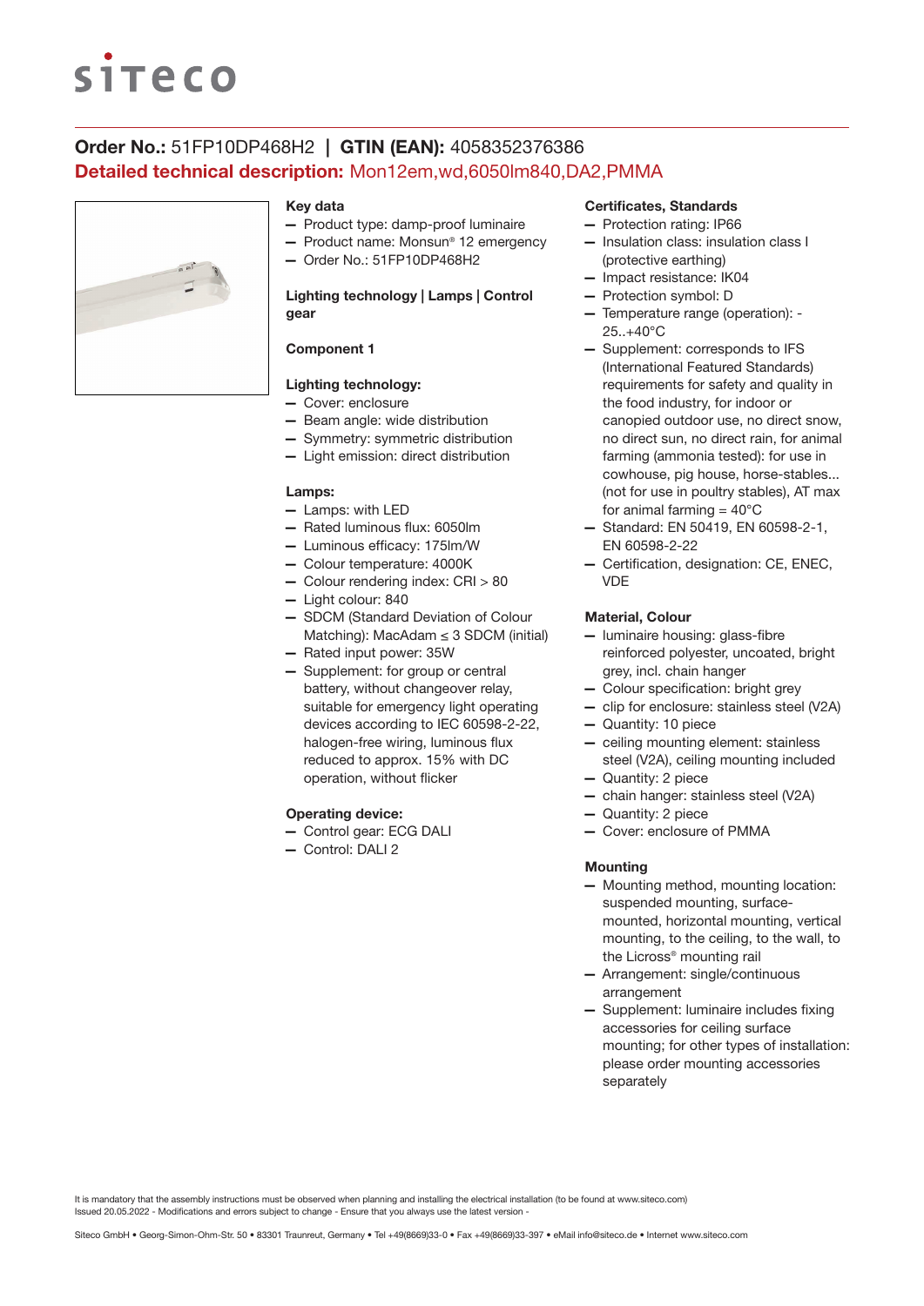## Order No.: 51FP10DP468H2 | GTIN (EAN): 4058352376386

**Detailed technical description:** Mon12em,wd,6050lm840,DA2,PMMA

### Key data

- Product type: damp-proof luminaire
- Product name: Monsun® 12 emergency
- Order No.: 51FP10DP468H2

### Lighting technology | Lamps | Control gear

#### Component 1

#### Lighting technology:

- Cover: enclosure
- Beam angle: wide distribution
- Symmetry: symmetric distribution
- Light emission: direct distribution

#### Lamps:

- Lamps: with LED
- Rated luminous flux: 6050lm
- Luminous efficacy: 175lm/W
- Colour temperature: 4000K
- Colour rendering index: CRI > 80
- Light colour: 840
- SDCM (Standard Deviation of Colour Matching): MacAdam ≤ 3 SDCM (initial)
- Rated input power: 35W
- Supplement: for group or central battery, without changeover relay, suitable for emergency light operating devices according to IEC 60598-2-22, halogen-free wiring, luminous flux reduced to approx. 15% with DC operation, without flicker

#### Operating device:

- Control gear: ECG DALI
- Control: DALI 2

### Certificates, Standards

- Protection rating: IP66
- Insulation class: insulation class I (protective earthing)
- Impact resistance: IK04
- Protection symbol: D
- Temperature range (operation): -25..+40°C
- Supplement: corresponds to IFS (International Featured Standards) requirements for safety and quality in the food industry, for indoor or canopied outdoor use, no direct snow, no direct sun, no direct rain, for animal farming (ammonia tested): for use in cowhouse, pig house, horse-stables... (not for use in poultry stables), AT max for animal farming = 40°C
- Standard: EN 50419, EN 60598-2-1, EN 60598-2-22
- Certification, designation: CE, ENEC, VDE

### Material, Colour

- luminaire housing: glass-fibre reinforced polyester, uncoated, bright grey, incl. chain hanger
- Colour specification: bright grey
- clip for enclosure: stainless steel (V2A)
- Quantity: 10 piece
- ceiling mounting element: stainless steel (V2A), ceiling mounting included
- Quantity: 2 piece
- chain hanger: stainless steel (V2A)
- Quantity: 2 piece
- Cover: enclosure of PMMA

### Mounting

- Mounting method, mounting location: suspended mounting, surface-mounted, horizontal mounting, vertical mounting, to the ceiling, to the wall, to the Licross® mounting rail
- Arrangement: single/continuous arrangement
- Supplement: luminaire includes fixing accessories for ceiling surface mounting; for other types of installation: please order mounting accessories separately

It is mandatory that the assembly instructions must be observed when planning and installing the electrical installation (to be found at www.siteco.com)
Issued 20.05.2022 - Modifications and errors subject to change - Ensure that you always use the latest version -

Siteco GmbH • Georg-Simon-Ohm-Str. 50 • 83301 Traunreut, Germany • Tel +49(8669)33-0 • Fax +49(8669)33-397 • eMail info@siteco.de • Internet www.siteco.com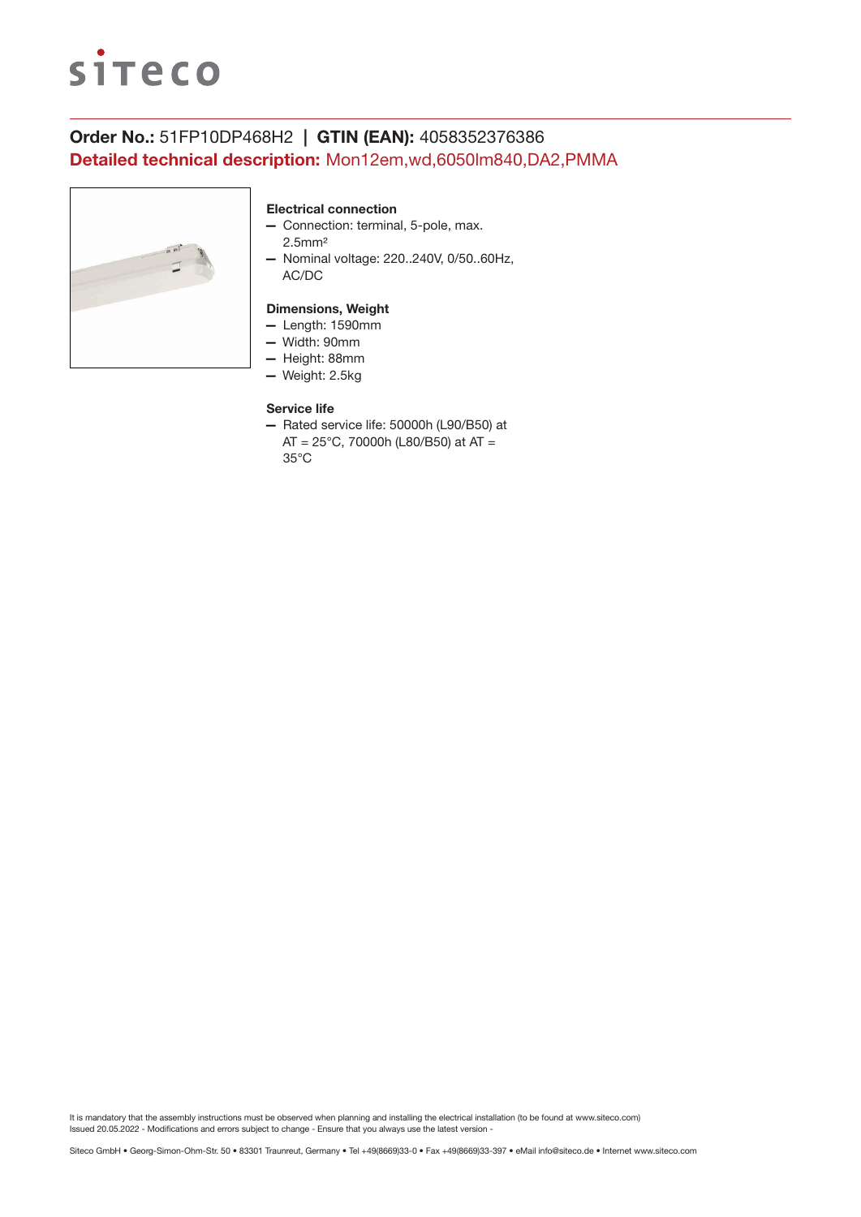**Order No.:** 51FP10DP468H2 | **GTIN (EAN):** 4058352376386

**Detailed technical description:** Mon12em,wd,6050lm840,DA2,PMMA

### Electrical connection

- Connection: terminal, 5-pole, max. 2.5mm²
- Nominal voltage: 220..240V, 0/50..60Hz, AC/DC

### Dimensions, Weight

- Length: 1590mm
- Width: 90mm
- Height: 88mm
- Weight: 2.5kg

### Service life

- Rated service life: 50000h (L90/B50) at AT = 25°C, 70000h (L80/B50) at AT = 35°C

It is mandatory that the assembly instructions must be observed when planning and installing the electrical installation (to be found at www.siteco.com)
Issued 20.05.2022 - Modifications and errors subject to change - Ensure that you always use the latest version -

Siteco GmbH • Georg-Simon-Ohm-Str. 50 • 83301 Traunreut, Germany • Tel +49(8669)33-0 • Fax +49(8669)33-397 • eMail info@siteco.de • Internet www.siteco.com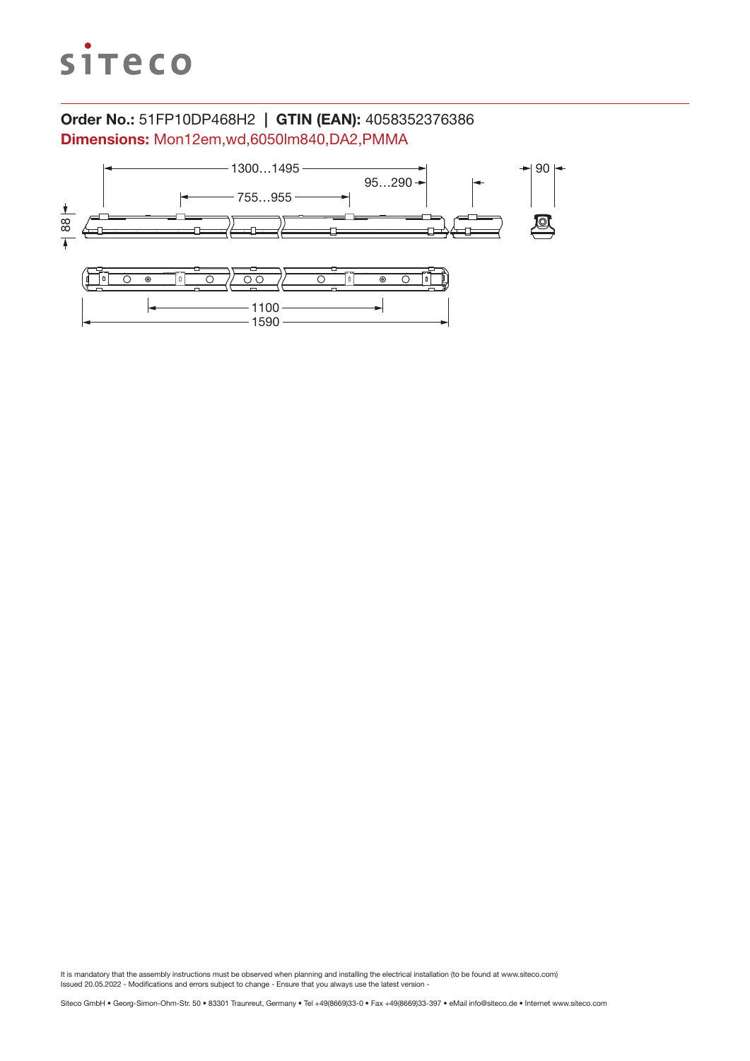**Order No.:** 51FP10DP468H2 | **GTIN (EAN):** 4058352376386

**Dimensions:** Mon12em,wd,6050lm840,DA2,PMMA

1300…1495

95…290

755…955

90

88

1100

1590

It is mandatory that the assembly instructions must be observed when planning and installing the electrical installation (to be found at www.siteco.com)
Issued 20.05.2022 - Modifications and errors subject to change - Ensure that you always use the latest version -

Siteco GmbH • Georg-Simon-Ohm-Str. 50 • 83301 Traunreut, Germany • Tel +49(8669)33-0 • Fax +49(8669)33-397 • eMail info@siteco.de • Internet www.siteco.com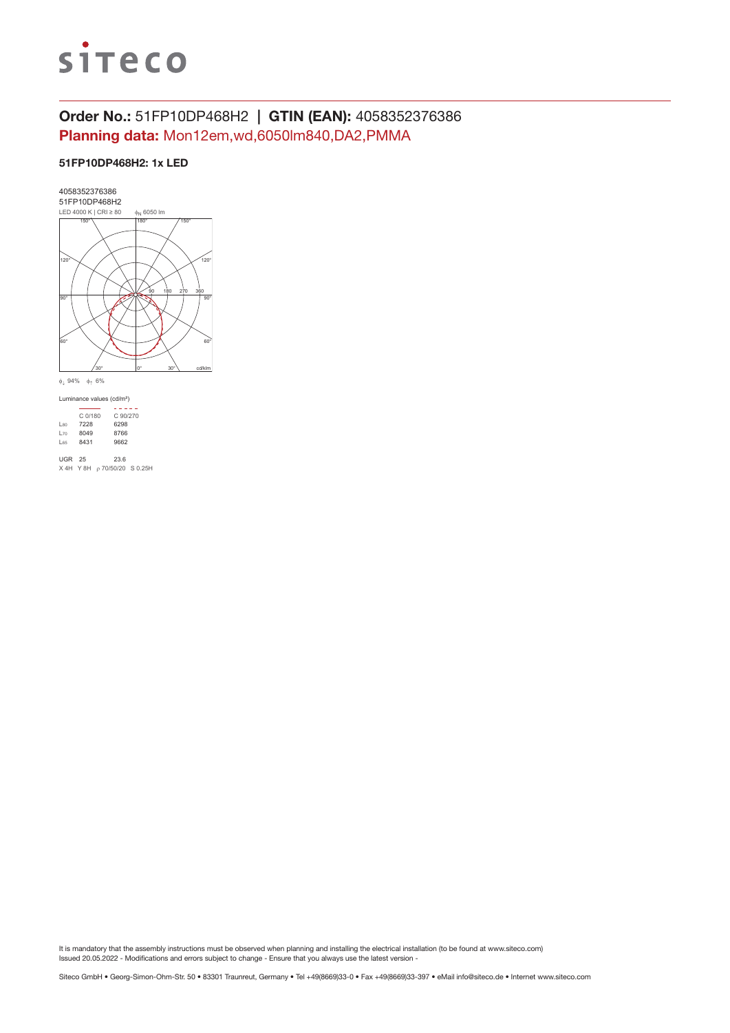**Order No.:** 51FP10DP468H2 | **GTIN (EAN):** 4058352376386
**Planning data:** Mon12em,wd,6050lm840,DA2,PMMA

### 51FP10DP468H2: 1x LED

4058352376386
51FP10DP468H2
LED 4000 K | CRI ≥ 80 $\phi_N$ 6050 lm

150° 180° 150°
120° 120°
90 180 270 360
90° 90°
60° 60°
30° 0° 30° cd/klm

$\phi_\downarrow$ 94% $\phi_\uparrow$ 6%

Luminance values (cd/m²)

| | C 0/180 | C 90/270 |
|---|---|---|
| $L_{80}$ | 7228 | 6298 |
| $L_{70}$ | 8049 | 8766 |
| $L_{65}$ | 8431 | 9662 |
| | | |
| UGR | 25 | 23.6 |

X 4H Y 8H ρ 70/50/20 S 0.25H

It is mandatory that the assembly instructions must be observed when planning and installing the electrical installation (to be found at www.siteco.com)
Issued 20.05.2022 - Modifications and errors subject to change - Ensure that you always use the latest version -

Siteco GmbH • Georg-Simon-Ohm-Str. 50 • 83301 Traunreut, Germany • Tel +49(8669)33-0 • Fax +49(8669)33-397 • eMail info@siteco.de • Internet www.siteco.com